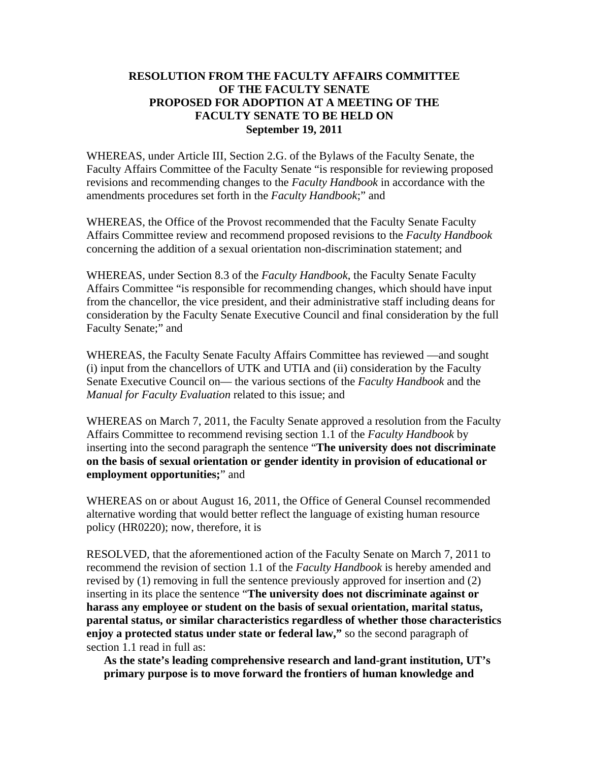**RESOLUTION FROM THE FACULTY AFFAIRS COMMITTEE OF THE FACULTY SENATE PROPOSED FOR ADOPTION AT A MEETING OF THE FACULTY SENATE TO BE HELD ON September 19, 2011**

WHEREAS, under Article III, Section 2.G. of the Bylaws of the Faculty Senate, the Faculty Affairs Committee of the Faculty Senate "is responsible for reviewing proposed revisions and recommending changes to the *Faculty Handbook* in accordance with the amendments procedures set forth in the *Faculty Handbook*;" and

WHEREAS, the Office of the Provost recommended that the Faculty Senate Faculty Affairs Committee review and recommend proposed revisions to the *Faculty Handbook* concerning the addition of a sexual orientation non-discrimination statement; and

WHEREAS, under Section 8.3 of the *Faculty Handbook*, the Faculty Senate Faculty Affairs Committee "is responsible for recommending changes, which should have input from the chancellor, the vice president, and their administrative staff including deans for consideration by the Faculty Senate Executive Council and final consideration by the full Faculty Senate;" and

WHEREAS, the Faculty Senate Faculty Affairs Committee has reviewed —and sought (i) input from the chancellors of UTK and UTIA and (ii) consideration by the Faculty Senate Executive Council on— the various sections of the *Faculty Handbook* and the *Manual for Faculty Evaluation* related to this issue; and

WHEREAS on March 7, 2011, the Faculty Senate approved a resolution from the Faculty Affairs Committee to recommend revising section 1.1 of the *Faculty Handbook* by inserting into the second paragraph the sentence "**The university does not discriminate on the basis of sexual orientation or gender identity in provision of educational or employment opportunities;**" and

WHEREAS on or about August 16, 2011, the Office of General Counsel recommended alternative wording that would better reflect the language of existing human resource policy (HR0220); now, therefore, it is

RESOLVED, that the aforementioned action of the Faculty Senate on March 7, 2011 to recommend the revision of section 1.1 of the *Faculty Handbook* is hereby amended and revised by (1) removing in full the sentence previously approved for insertion and (2) inserting in its place the sentence "**The university does not discriminate against or harass any employee or student on the basis of sexual orientation, marital status, parental status, or similar characteristics regardless of whether those characteristics enjoy a protected status under state or federal law,"** so the second paragraph of section 1.1 read in full as:

> **As the state's leading comprehensive research and land-grant institution, UT's primary purpose is to move forward the frontiers of human knowledge and**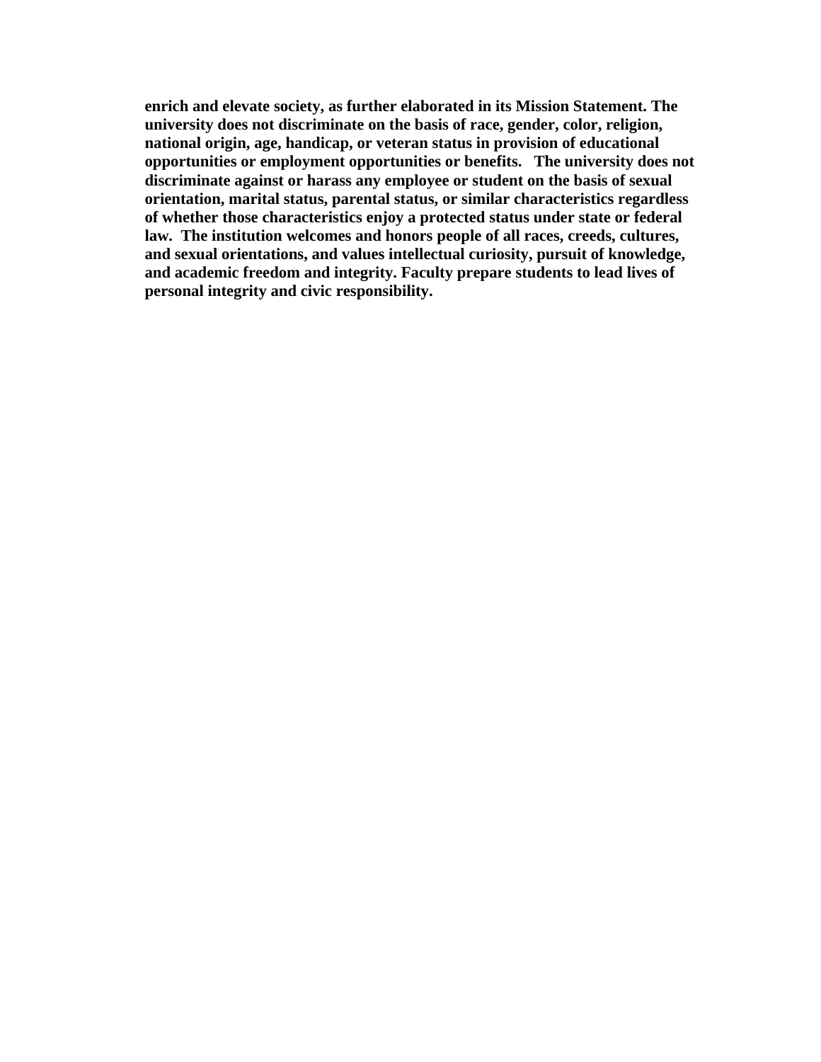**enrich and elevate society, as further elaborated in its Mission Statement. The university does not discriminate on the basis of race, gender, color, religion, national origin, age, handicap, or veteran status in provision of educational opportunities or employment opportunities or benefits. The university does not discriminate against or harass any employee or student on the basis of sexual orientation, marital status, parental status, or similar characteristics regardless of whether those characteristics enjoy a protected status under state or federal law. The institution welcomes and honors people of all races, creeds, cultures, and sexual orientations, and values intellectual curiosity, pursuit of knowledge, and academic freedom and integrity. Faculty prepare students to lead lives of personal integrity and civic responsibility.**